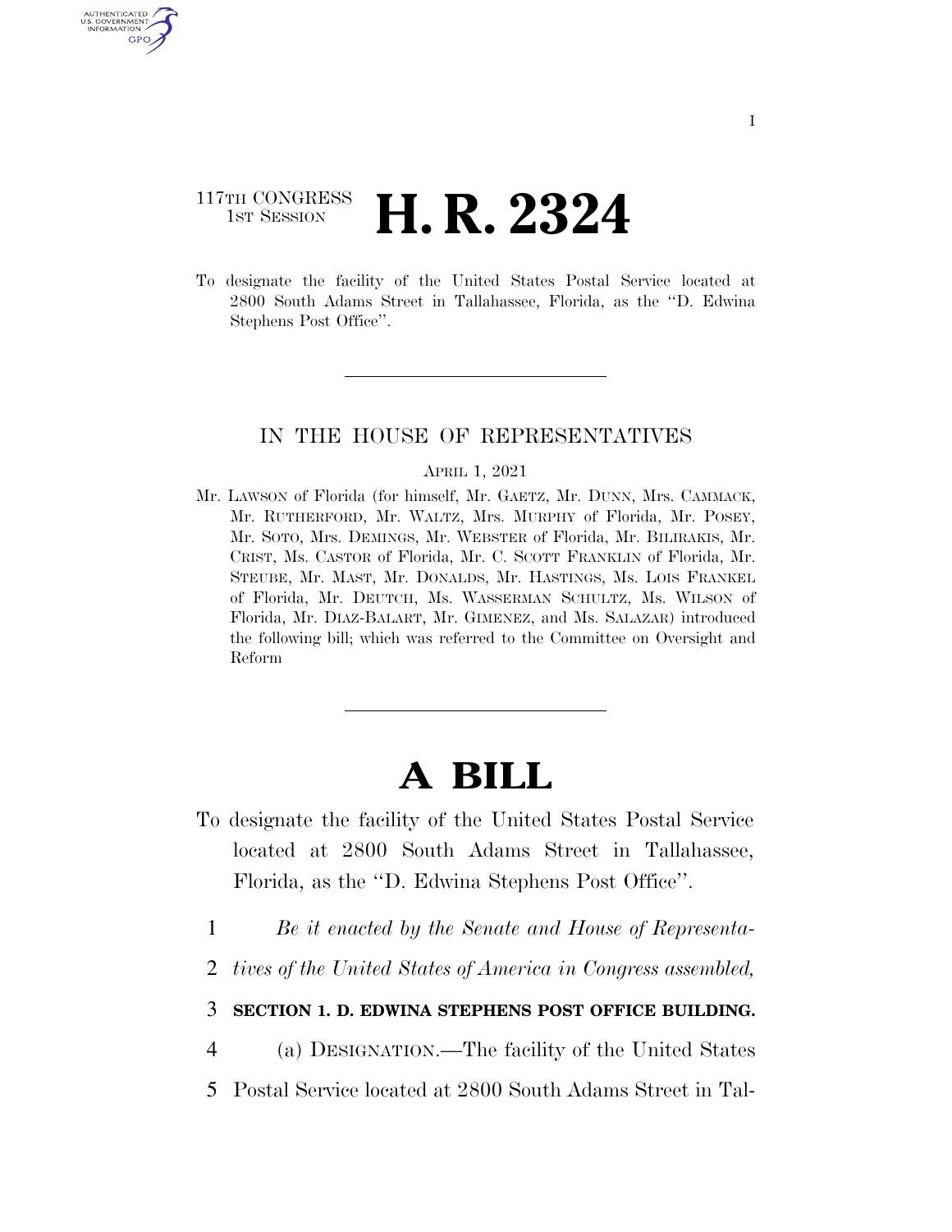117TH CONGRESS
1ST SESSION

# H. R. 2324

To designate the facility of the United States Postal Service located at 2800 South Adams Street in Tallahassee, Florida, as the ''D. Edwina Stephens Post Office''.

IN THE HOUSE OF REPRESENTATIVES

APRIL 1, 2021

Mr. LAWSON of Florida (for himself, Mr. GAETZ, Mr. DUNN, Mrs. CAMMACK, Mr. RUTHERFORD, Mr. WALTZ, Mrs. MURPHY of Florida, Mr. POSEY, Mr. SOTO, Mrs. DEMINGS, Mr. WEBSTER of Florida, Mr. BILIRAKIS, Mr. CRIST, Ms. CASTOR of Florida, Mr. C. SCOTT FRANKLIN of Florida, Mr. STEUBE, Mr. MAST, Mr. DONALDS, Mr. HASTINGS, Ms. LOIS FRANKEL of Florida, Mr. DEUTCH, Ms. WASSERMAN SCHULTZ, Ms. WILSON of Florida, Mr. DIAZ-BALART, Mr. GIMENEZ, and Ms. SALAZAR) introduced the following bill; which was referred to the Committee on Oversight and Reform

# A BILL

To designate the facility of the United States Postal Service located at 2800 South Adams Street in Tallahassee, Florida, as the ''D. Edwina Stephens Post Office''.

1 *Be it enacted by the Senate and House of Representa-*
2 *tives of the United States of America in Congress assembled,*

3 **SECTION 1. D. EDWINA STEPHENS POST OFFICE BUILDING.**

4 (a) DESIGNATION.—The facility of the United States
5 Postal Service located at 2800 South Adams Street in Tal-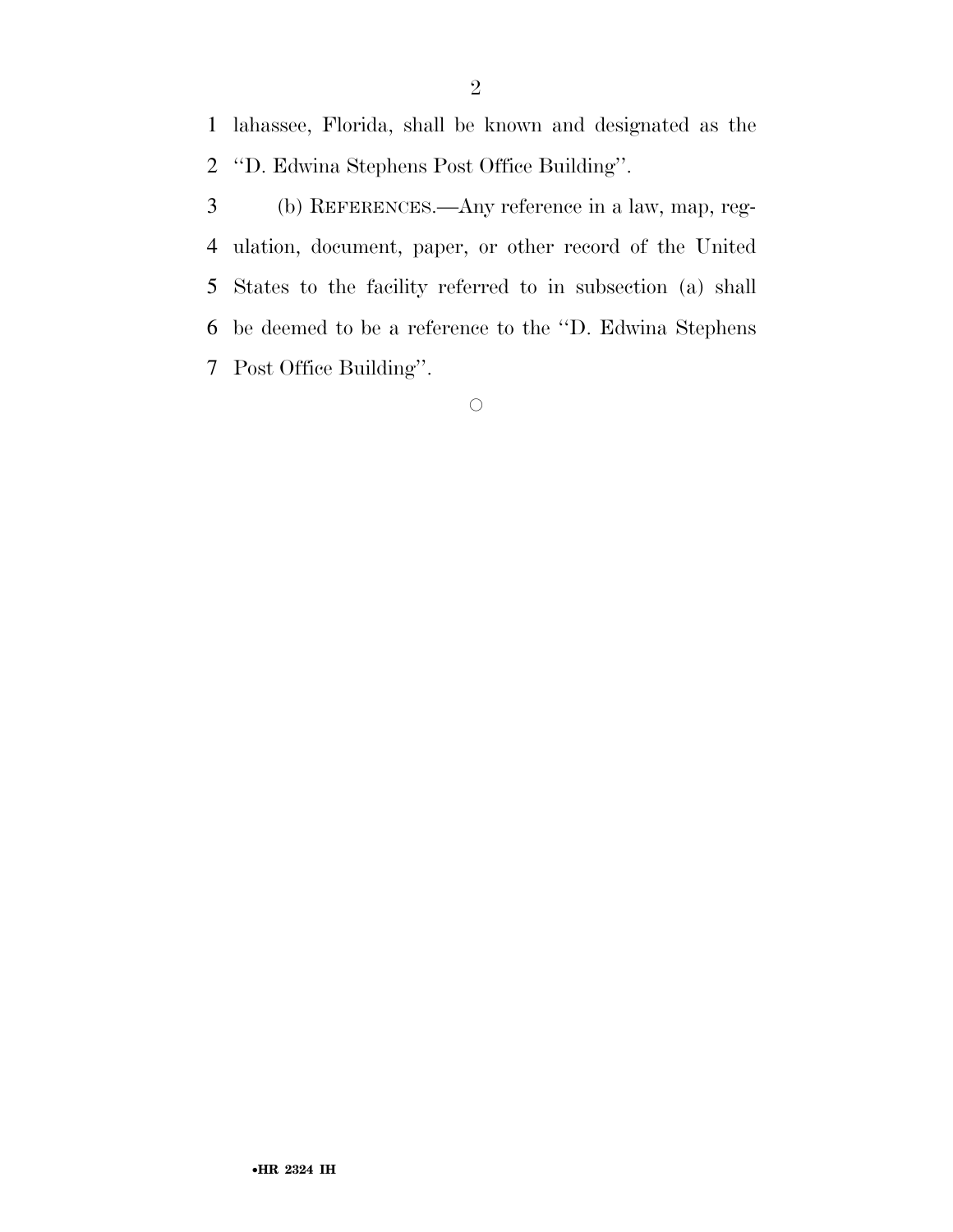lahassee, Florida, shall be known and designated as the "D. Edwina Stephens Post Office Building".

(b) REFERENCES.—Any reference in a law, map, regulation, document, paper, or other record of the United States to the facility referred to in subsection (a) shall be deemed to be a reference to the "D. Edwina Stephens Post Office Building".

○